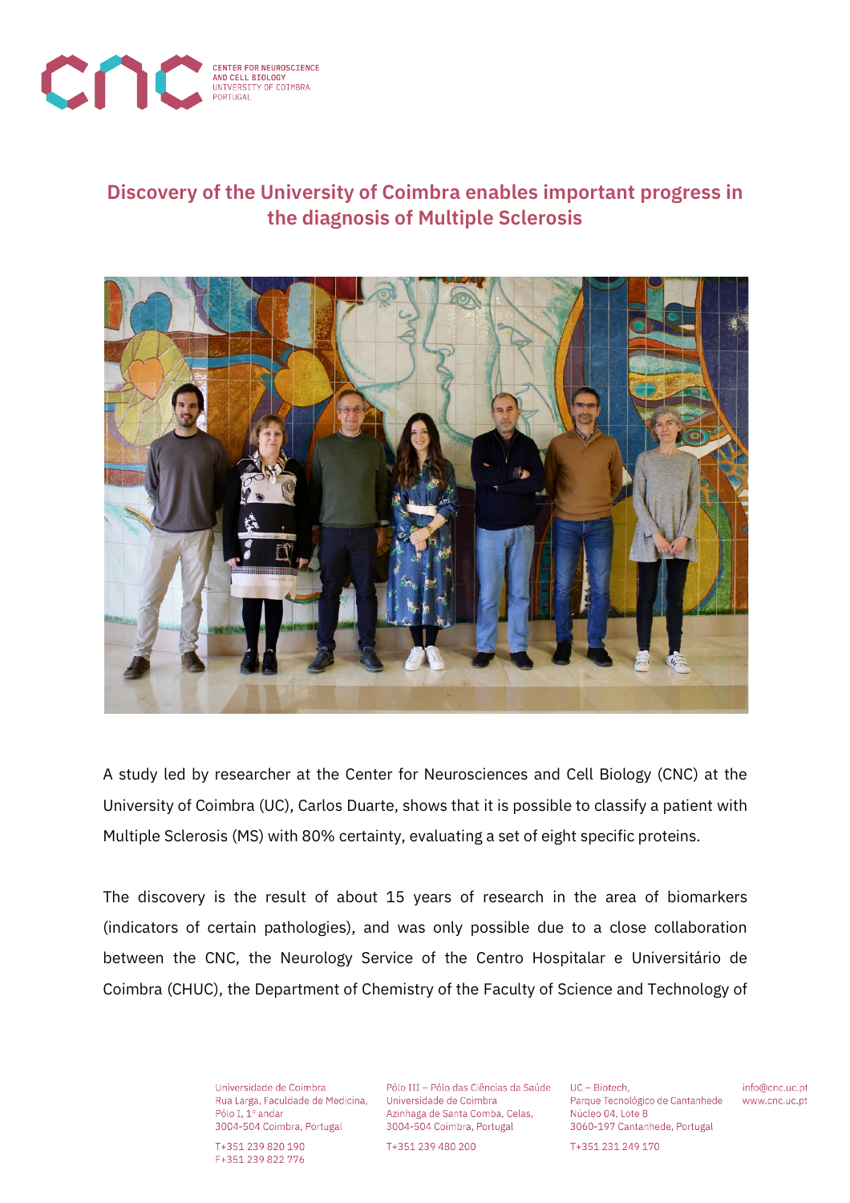# Discovery of the University of Coimbra enables important progress in the diagnosis of Multiple Sclerosis

A study led by researcher at the Center for Neurosciences and Cell Biology (CNC) at the University of Coimbra (UC), Carlos Duarte, shows that it is possible to classify a patient with Multiple Sclerosis (MS) with 80% certainty, evaluating a set of eight specific proteins.

The discovery is the result of about 15 years of research in the area of biomarkers (indicators of certain pathologies), and was only possible due to a close collaboration between the CNC, the Neurology Service of the Centro Hospitalar e Universitário de Coimbra (CHUC), the Department of Chemistry of the Faculty of Science and Technology of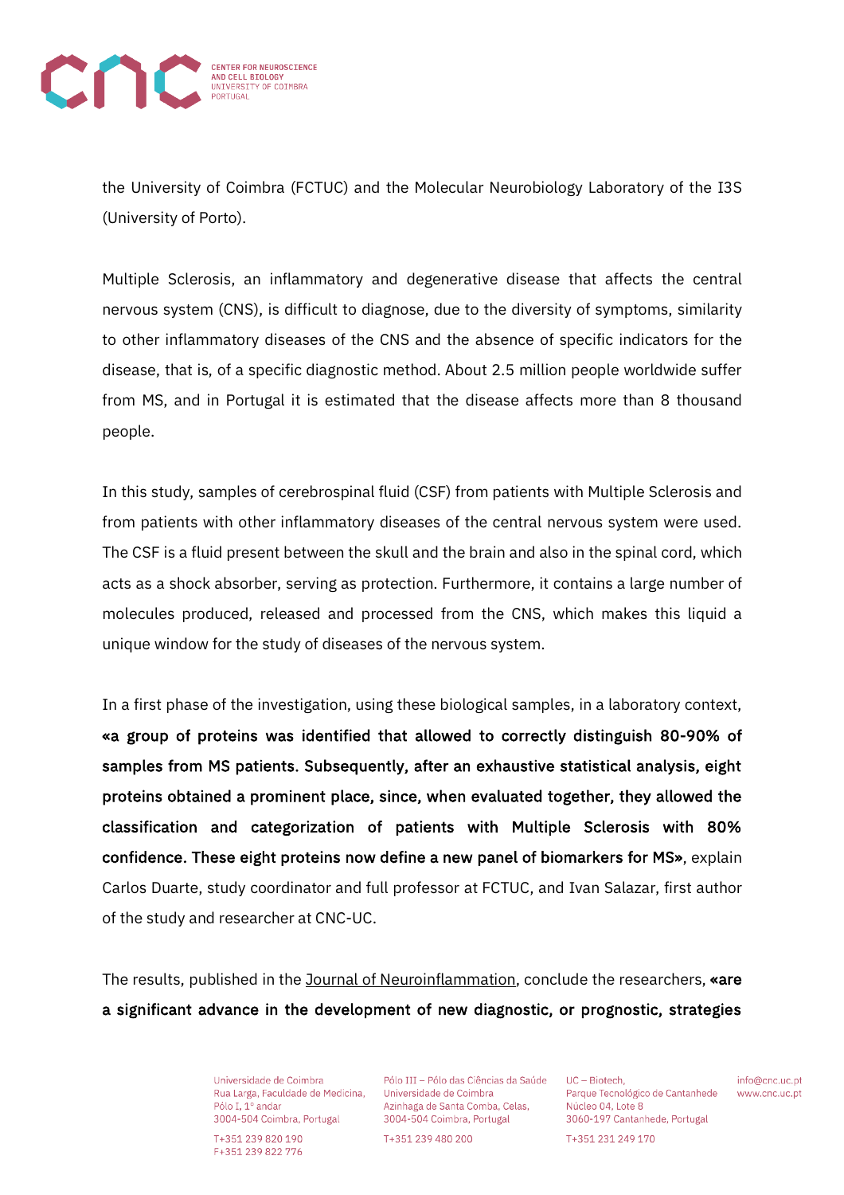the University of Coimbra (FCTUC) and the Molecular Neurobiology Laboratory of the I3S (University of Porto).

Multiple Sclerosis, an inflammatory and degenerative disease that affects the central nervous system (CNS), is difficult to diagnose, due to the diversity of symptoms, similarity to other inflammatory diseases of the CNS and the absence of specific indicators for the disease, that is, of a specific diagnostic method. About 2.5 million people worldwide suffer from MS, and in Portugal it is estimated that the disease affects more than 8 thousand people.

In this study, samples of cerebrospinal fluid (CSF) from patients with Multiple Sclerosis and from patients with other inflammatory diseases of the central nervous system were used. The CSF is a fluid present between the skull and the brain and also in the spinal cord, which acts as a shock absorber, serving as protection. Furthermore, it contains a large number of molecules produced, released and processed from the CNS, which makes this liquid a unique window for the study of diseases of the nervous system.

In a first phase of the investigation, using these biological samples, in a laboratory context, **«a group of proteins was identified that allowed to correctly distinguish 80-90% of samples from MS patients. Subsequently, after an exhaustive statistical analysis, eight proteins obtained a prominent place, since, when evaluated together, they allowed the classification and categorization of patients with Multiple Sclerosis with 80% confidence. These eight proteins now define a new panel of biomarkers for MS»**, explain Carlos Duarte, study coordinator and full professor at FCTUC, and Ivan Salazar, first author of the study and researcher at CNC-UC.

The results, published in the Journal of Neuroinflammation, conclude the researchers, **«are a significant advance in the development of new diagnostic, or prognostic, strategies**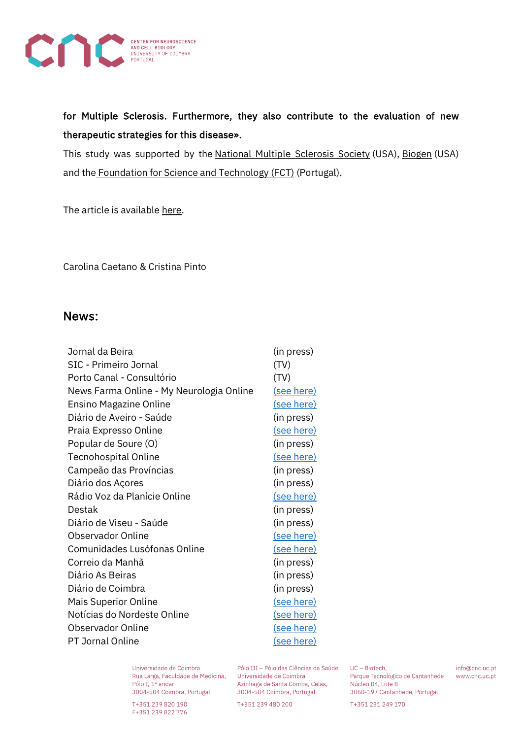**for Multiple Sclerosis. Furthermore, they also contribute to the evaluation of new therapeutic strategies for this disease».**

This study was supported by the National Multiple Sclerosis Society (USA), Biogen (USA) and the Foundation for Science and Technology (FCT) (Portugal).

The article is available here.

Carolina Caetano & Cristina Pinto

## News:

| | |
|---|---|
| Jornal da Beira | (in press) |
| SIC - Primeiro Jornal | (TV) |
| Porto Canal - Consultório | (TV) |
| News Farma Online - My Neurologia Online | (see here) |
| Ensino Magazine Online | (see here) |
| Diário de Aveiro - Saúde | (in press) |
| Praia Expresso Online | (see here) |
| Popular de Soure (O) | (in press) |
| Tecnohospital Online | (see here) |
| Campeão das Províncias | (in press) |
| Diário dos Açores | (in press) |
| Rádio Voz da Planície Online | (see here) |
| Destak | (in press) |
| Diário de Viseu - Saúde | (in press) |
| Observador Online | (see here) |
| Comunidades Lusófonas Online | (see here) |
| Correio da Manhã | (in press) |
| Diário As Beiras | (in press) |
| Diário de Coimbra | (in press) |
| Mais Superior Online | (see here) |
| Notícias do Nordeste Online | (see here) |
| Observador Online | (see here) |
| PT Jornal Online | (see here) |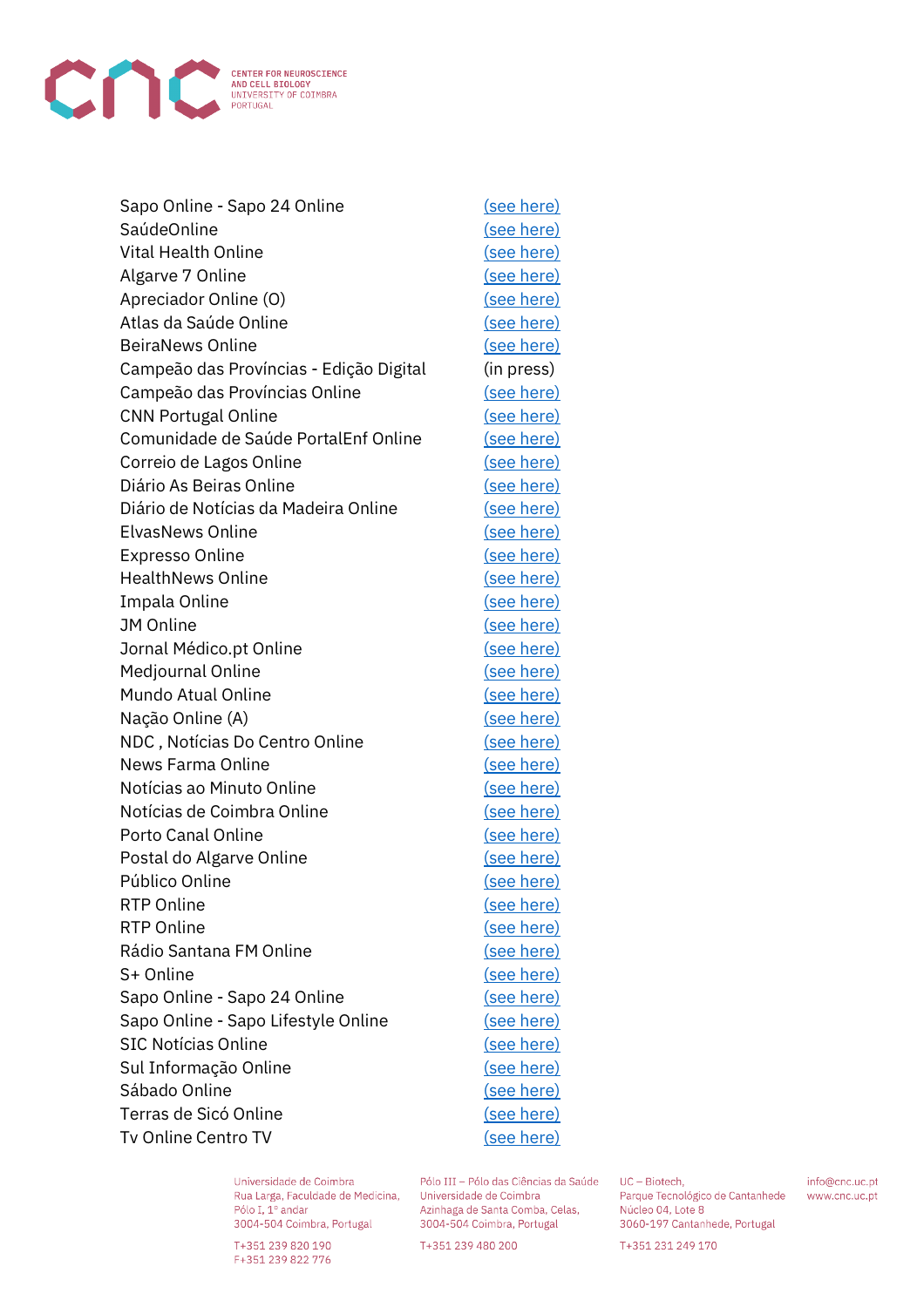| | |
|---|---|
| Sapo Online - Sapo 24 Online | (see here) |
| SaúdeOnline | (see here) |
| Vital Health Online | (see here) |
| Algarve 7 Online | (see here) |
| Apreciador Online (O) | (see here) |
| Atlas da Saúde Online | (see here) |
| BeiraNews Online | (see here) |
| Campeão das Províncias - Edição Digital | (in press) |
| Campeão das Províncias Online | (see here) |
| CNN Portugal Online | (see here) |
| Comunidade de Saúde PortalEnf Online | (see here) |
| Correio de Lagos Online | (see here) |
| Diário As Beiras Online | (see here) |
| Diário de Notícias da Madeira Online | (see here) |
| ElvasNews Online | (see here) |
| Expresso Online | (see here) |
| HealthNews Online | (see here) |
| Impala Online | (see here) |
| JM Online | (see here) |
| Jornal Médico.pt Online | (see here) |
| Medjournal Online | (see here) |
| Mundo Atual Online | (see here) |
| Nação Online (A) | (see here) |
| NDC , Notícias Do Centro Online | (see here) |
| News Farma Online | (see here) |
| Notícias ao Minuto Online | (see here) |
| Notícias de Coimbra Online | (see here) |
| Porto Canal Online | (see here) |
| Postal do Algarve Online | (see here) |
| Público Online | (see here) |
| RTP Online | (see here) |
| RTP Online | (see here) |
| Rádio Santana FM Online | (see here) |
| S+ Online | (see here) |
| Sapo Online - Sapo 24 Online | (see here) |
| Sapo Online - Sapo Lifestyle Online | (see here) |
| SIC Notícias Online | (see here) |
| Sul Informação Online | (see here) |
| Sábado Online | (see here) |
| Terras de Sicó Online | (see here) |
| Tv Online Centro TV | (see here) |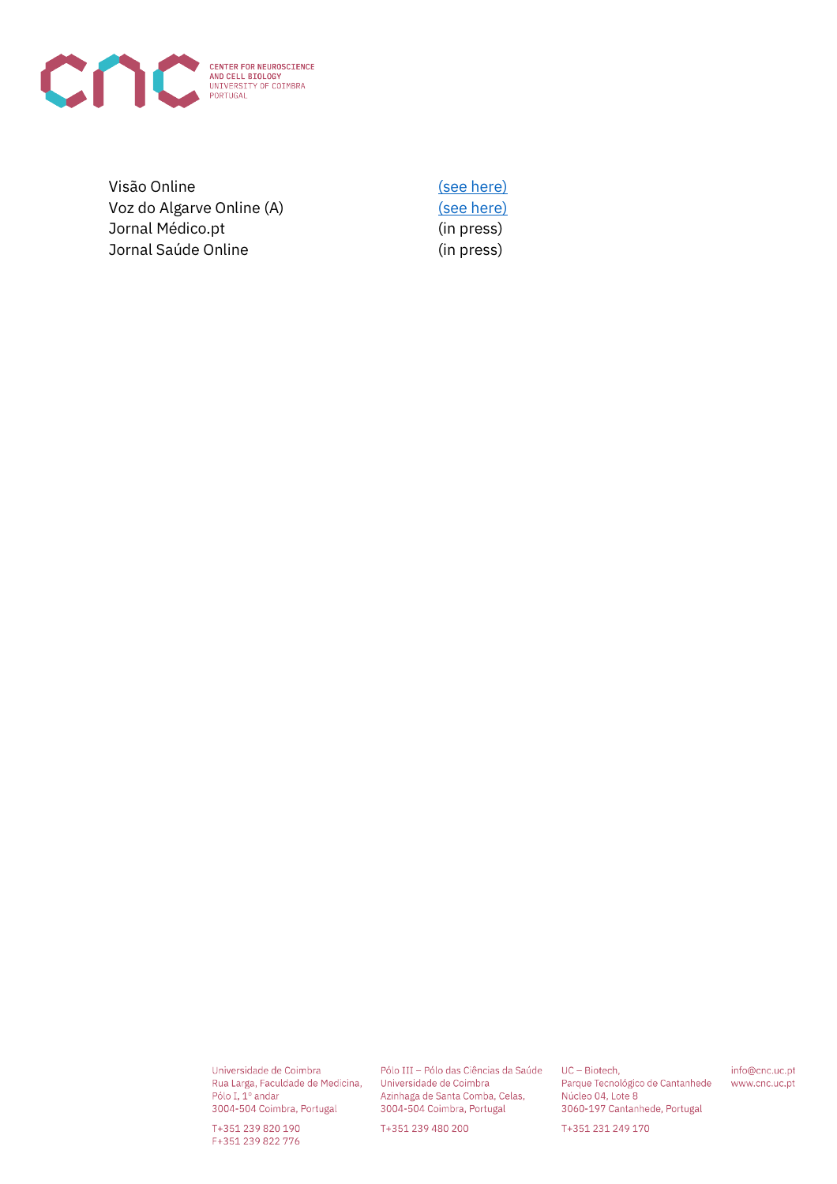| | |
|---|---|
| Visão Online | (see here) |
| Voz do Algarve Online (A) | (see here) |
| Jornal Médico.pt | (in press) |
| Jornal Saúde Online | (in press) |